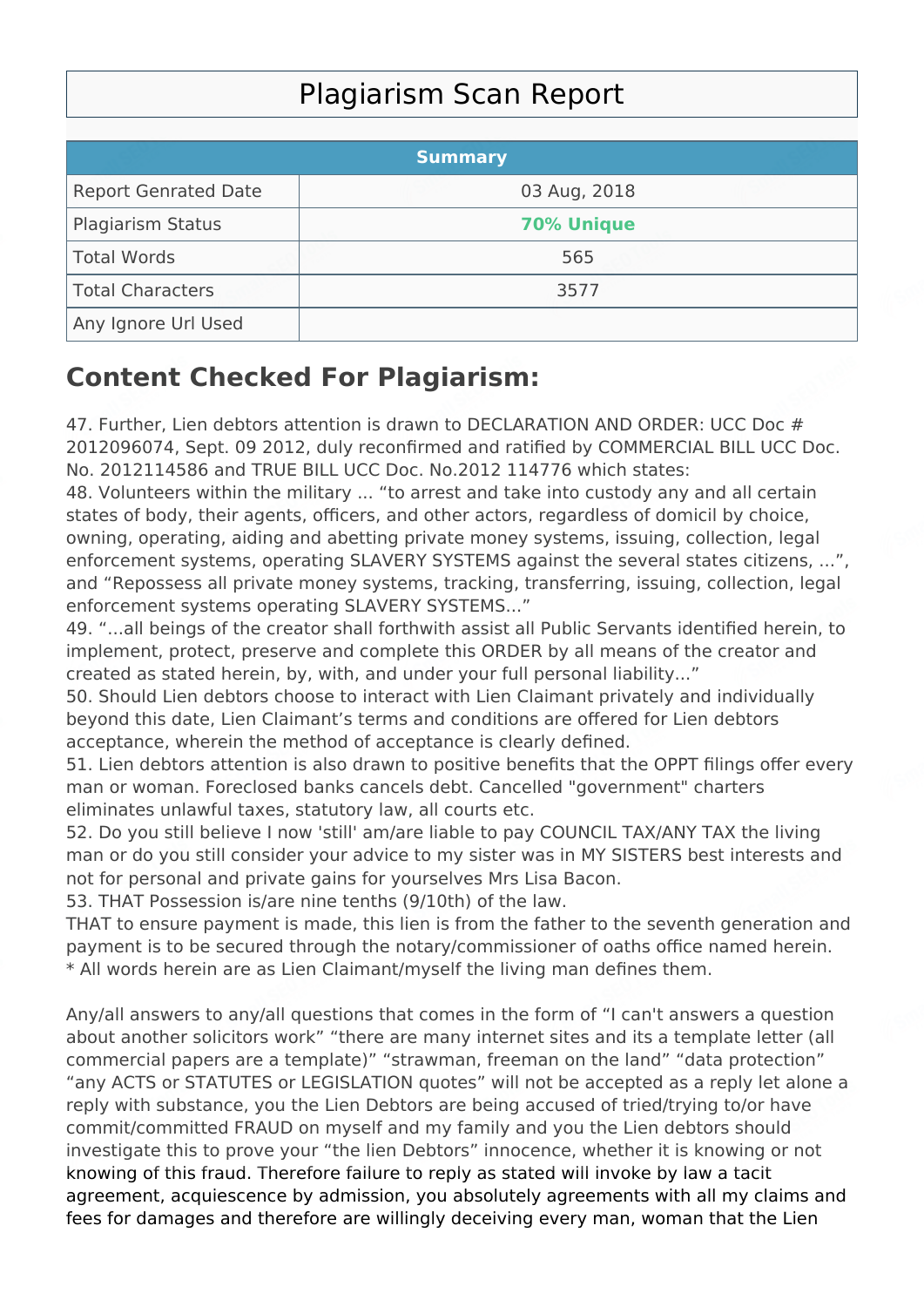# Plagiarism Scan Report

| Summary | |
|---|---|
| Report Genrated Date | 03 Aug, 2018 |
| Plagiarism Status | **70% Unique** |
| Total Words | 565 |
| Total Characters | 3577 |
| Any Ignore Url Used | |

## Content Checked For Plagiarism:

47. Further, Lien debtors attention is drawn to DECLARATION AND ORDER: UCC Doc # 2012096074, Sept. 09 2012, duly reconfirmed and ratified by COMMERCIAL BILL UCC Doc. No. 2012114586 and TRUE BILL UCC Doc. No.2012 114776 which states:
48. Volunteers within the military ... "to arrest and take into custody any and all certain states of body, their agents, officers, and other actors, regardless of domicil by choice, owning, operating, aiding and abetting private money systems, issuing, collection, legal enforcement systems, operating SLAVERY SYSTEMS against the several states citizens, ...", and "Repossess all private money systems, tracking, transferring, issuing, collection, legal enforcement systems operating SLAVERY SYSTEMS..."
49. "...all beings of the creator shall forthwith assist all Public Servants identified herein, to implement, protect, preserve and complete this ORDER by all means of the creator and created as stated herein, by, with, and under your full personal liability..."
50. Should Lien debtors choose to interact with Lien Claimant privately and individually beyond this date, Lien Claimant's terms and conditions are offered for Lien debtors acceptance, wherein the method of acceptance is clearly defined.
51. Lien debtors attention is also drawn to positive benefits that the OPPT filings offer every man or woman. Foreclosed banks cancels debt. Cancelled "government" charters eliminates unlawful taxes, statutory law, all courts etc.
52. Do you still believe I now 'still' am/are liable to pay COUNCIL TAX/ANY TAX the living man or do you still consider your advice to my sister was in MY SISTERS best interests and not for personal and private gains for yourselves Mrs Lisa Bacon.
53. THAT Possession is/are nine tenths (9/10th) of the law.

THAT to ensure payment is made, this lien is from the father to the seventh generation and payment is to be secured through the notary/commissioner of oaths office named herein.
* All words herein are as Lien Claimant/myself the living man defines them.

Any/all answers to any/all questions that comes in the form of "I can't answers a question about another solicitors work" "there are many internet sites and its a template letter (all commercial papers are a template)" "strawman, freeman on the land" "data protection" "any ACTS or STATUTES or LEGISLATION quotes" will not be accepted as a reply let alone a reply with substance, you the Lien Debtors are being accused of tried/trying to/or have commit/committed FRAUD on myself and my family and you the Lien debtors should investigate this to prove your "the lien Debtors" innocence, whether it is knowing or not knowing of this fraud. Therefore failure to reply as stated will invoke by law a tacit agreement, acquiescence by admission, you absolutely agreements with all my claims and fees for damages and therefore are willingly deceiving every man, woman that the Lien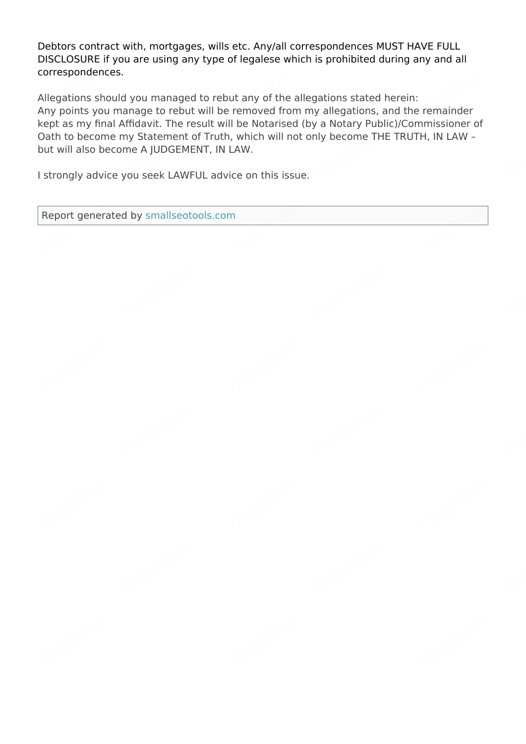Debtors contract with, mortgages, wills etc. Any/all correspondences MUST HAVE FULL DISCLOSURE if you are using any type of legalese which is prohibited during any and all correspondences.

Allegations should you managed to rebut any of the allegations stated herein:
Any points you manage to rebut will be removed from my allegations, and the remainder kept as my final Affidavit. The result will be Notarised (by a Notary Public)/Commissioner of Oath to become my Statement of Truth, which will not only become THE TRUTH, IN LAW – but will also become A JUDGEMENT, IN LAW.

I strongly advice you seek LAWFUL advice on this issue.

Report generated by smallseotools.com